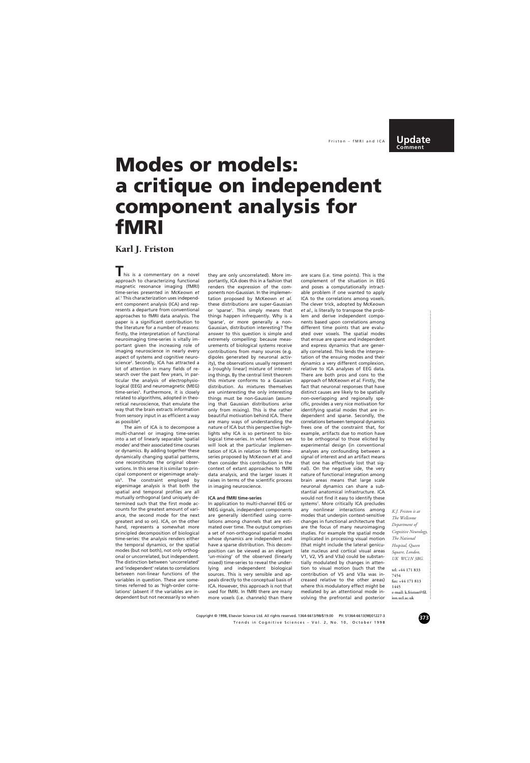# Modes or models: a critique on independent component analysis for fMRI

**Karl J. Friston**

This is a commentary on a novel approach to characterizing functional magnetic resonance imaging (fMRI) time-series presented in McKeown *et al.*[1] This characterization uses independent component analysis (ICA) and represents a departure from conventional approaches to fMRI data analysis. The paper is a significant contribution to the literature for a number of reasons: firstly, the interpretation of functional neuroimaging time-series is vitally important given the increasing role of imaging neuroscience in nearly every aspect of systems and cognitive neuroscience[2]. Secondly, ICA has attracted a lot of attention in many fields of research over the past few years, in particular the analysis of electrophysiological (EEG) and neuromagnetic (MEG) time-series[3]. Furthermore, it is closely related to algorithms, adopted in theoretical neuroscience, that emulate the way that the brain extracts information from sensory input in as efficient a way as possible[4].

The aim of ICA is to decompose a multi-channel or imaging time-series into a set of linearly separable 'spatial modes' and their associated time courses or dynamics. By adding together these dynamically changing spatial patterns, one reconstitutes the original observations. In this sense it is similar to principal component or eigenimage analysis[5]. The constraint employed by eigenimage analysis is that both the spatial and temporal profiles are all mutually orthogonal (and uniquely determined such that the first mode accounts for the greatest amount of variance, the second mode for the next greatest and so on). ICA, on the other hand, represents a somewhat more principled decomposition of biological time-series: the analysis renders either the temporal dynamics, or the spatial modes (but not both), not only orthogonal or uncorrelated, but independent. The distinction between 'uncorrelated' and 'independent' relates to correlations between non-linear functions of the variables in question. These are sometimes referred to as 'high-order correlations' (absent if the variables are independent but not necessarily so when they are only uncorrelated). More importantly, ICA does this in a fashion that renders the expression of the components non-Gaussian. In the implementation proposed by McKeown *et al.* these distributions are super-Gaussian or 'sparse'. This simply means that things happen infrequently. Why is a 'sparse', or more generally a non-Gaussian, distribution interesting? The answer to this question is simple and extremely compelling: because measurements of biological systems receive contributions from many sources (e.g. dipoles generated by neuronal activity), the observations usually represent a [roughly linear] mixture of interesting things. By the central limit theorem this mixture conforms to a Gaussian distribution. As mixtures themselves are uninteresting the only interesting things must be non-Gaussian (assuming that Gaussian distributions arise only from mixing). This is the rather beautiful motivation behind ICA. There are many ways of understanding the nature of ICA but this perspective highlights why ICA is so pertinent to biological time-series. In what follows we will look at the particular implementation of ICA in relation to fMRI time-series proposed by McKeown *et al.* and then consider this contribution in the context of extant approaches to fMRI data analysis, and the larger issues it raises in terms of the scientific process in imaging neuroscience.

## ICA and fMRI time-series

In application to multi-channel EEG or MEG signals, independent components are generally identified using correlations among channels that are estimated over time. The output comprises a set of non-orthogonal spatial modes whose dynamics are independent and have a sparse distribution. This decomposition can be viewed as an elegant 'un-mixing' of the observed (linearly mixed) time-series to reveal the underlying and independent biological sources. This is very sensible and appeals directly to the conceptual basis of ICA. However, this approach is not that used for fMRI. In fMRI there are many more voxels (i.e. channels) than there are scans (i.e. time points). This is the complement of the situation in EEG and poses a computationally intractable problem if one wanted to apply ICA to the correlations among voxels. The clever trick, adopted by McKeown *et al.*, is literally to transpose the problem and derive independent components based upon correlations among different time points that are evaluated over voxels. The spatial modes that ensue are sparse and independent and express dynamics that are generally correlated. This lends the interpretation of the ensuing modes and their dynamics a very different complexion, relative to ICA analyses of EEG data. There are both pros and cons to the approach of McKeown *et al.* Firstly, the fact that neuronal responses that have distinct causes are likely to be spatially non-overlapping and regionally specific, provides a very nice motivation for identifying spatial modes that are independent and sparse. Secondly, the correlations between temporal dynamics frees one of the constraint that, for example, artifacts due to motion have to be orthogonal to those elicited by experimental design (in conventional analyses any confounding between a signal of interest and an artifact means that one has effectively lost that signal). On the negative side, the very nature of functional integration among brain areas means that large scale neuronal dynamics can share a substantial anatomical infrastructure. ICA would not find it easy to identify these systems[1]. More critically ICA precludes any nonlinear interactions among modes that underpin context-sensitive changes in functional architecture that are the focus of many neuroimaging studies. For example the spatial mode implicated in processing visual motion (that might include the lateral geniculate nucleus and cortical visual areas V1, V2, V5 and V3a) could be substantially modulated by changes in attention to visual motion (such that the contribution of V5 and V3a was increased relative to the other areas) where this modulatory effect might be mediated by an attentional mode involving the prefrontal and posterior

*K.J. Friston is at The Wellcome Department of Cognitive Neurology, The National Hospital, Queen Square, London, UK WC1N 3BG.*

tel: +44 171 833 7454
fax: +44 171 813 1445
e-mail: k.friston@fil.ion.ucl.ac.uk

Copyright © 1998, Elsevier Science Ltd. All rights reserved. 1364-6613/98/$19.00 PII: S1364-6613(98)01227-3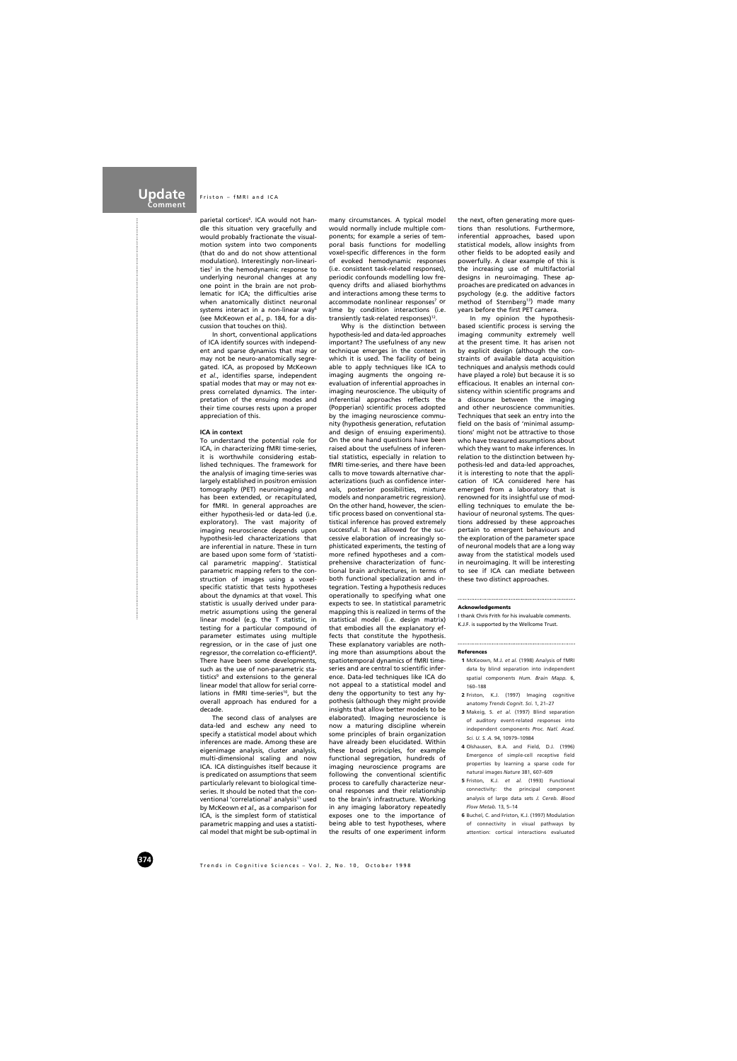parietal cortices[6]. ICA would not handle this situation very gracefully and would probably fractionate the visual-motion system into two components (that do and do not show attentional modulation). Interestingly non-linearities[7] in the hemodynamic response to underlying neuronal changes at any one point in the brain are not problematic for ICA; the difficulties arise when anatomically distinct neuronal systems interact in a non-linear way[6] (see McKeown *et al.*, p. 184, for a discussion that touches on this).

In short, conventional applications of ICA identify sources with independent and sparse dynamics that may or may not be neuro-anatomically segregated. ICA, as proposed by McKeown *et al.*, identifies sparse, independent spatial modes that may or may not express correlated dynamics. The interpretation of the ensuing modes and their time courses rests upon a proper appreciation of this.

### ICA in context

To understand the potential role for ICA, in characterizing fMRI time-series, it is worthwhile considering established techniques. The framework for the analysis of imaging time-series was largely established in positron emission tomography (PET) neuroimaging and has been extended, or recapitulated, for fMRI. In general approaches are either hypothesis-led or data-led (i.e. exploratory). The vast majority of imaging neuroscience depends upon hypothesis-led characterizations that are inferential in nature. These in turn are based upon some form of 'statistical parametric mapping'. Statistical parametric mapping refers to the construction of images using a voxel-specific statistic that tests hypotheses about the dynamics at that voxel. This statistic is usually derived under parametric assumptions using the general linear model (e.g. the T statistic, in testing for a particular compound of parameter estimates using multiple regression, or in the case of just one regressor, the correlation co-efficient)[8]. There have been some developments, such as the use of non-parametric statistics[9] and extensions to the general linear model that allow for serial correlations in fMRI time-series[10], but the overall approach has endured for a decade.

The second class of analyses are data-led and eschew any need to specify a statistical model about which inferences are made. Among these are eigenimage analysis, cluster analysis, multi-dimensional scaling and now ICA. ICA distinguishes itself because it is predicated on assumptions that seem particularly relevant to biological time-series. It should be noted that the conventional 'correlational' analysis[11] used by McKeown *et al.*, as a comparison for ICA, is the simplest form of statistical parametric mapping and uses a statistical model that might be sub-optimal in many circumstances. A typical model would normally include multiple components; for example a series of temporal basis functions for modelling voxel-specific differences in the form of evoked hemodynamic responses (i.e. consistent task-related responses), periodic confounds modelling low frequency drifts and aliased biorhythms and interactions among these terms to accommodate nonlinear responses[7] or time by condition interactions (i.e. transiently task-related responses)[12].

Why is the distinction between hypothesis-led and data-led approaches important? The usefulness of any new technique emerges in the context in which it is used. The facility of being able to apply techniques like ICA to imaging augments the ongoing re-evaluation of inferential approaches in imaging neuroscience. The ubiquity of inferential approaches reflects the (Popperian) scientific process adopted by the imaging neuroscience community (hypothesis generation, refutation and design of ensuing experiments). On the one hand questions have been raised about the usefulness of inferential statistics, especially in relation to fMRI time-series, and there have been calls to move towards alternative characterizations (such as confidence intervals, posterior possibilities, mixture models and nonparametric regression). On the other hand, however, the scientific process based on conventional statistical inference has proved extremely successful. It has allowed for the successive elaboration of increasingly sophisticated experiments, the testing of more refined hypotheses and a comprehensive characterization of functional brain architectures, in terms of both functional specialization and integration. Testing a hypothesis reduces operationally to specifying what one expects to see. In statistical parametric mapping this is realized in terms of the statistical model (i.e. design matrix) that embodies all the explanatory effects that constitute the hypothesis. These explanatory variables are nothing more than assumptions about the spatiotemporal dynamics of fMRI time-series and are central to scientific inference. Data-led techniques like ICA do not appeal to a statistical model and deny the opportunity to test any hypothesis (although they might provide insights that allow better models to be elaborated). Imaging neuroscience is now a maturing discipline wherein some principles of brain organization have already been elucidated. Within these broad principles, for example functional segregation, hundreds of imaging neuroscience programs are following the conventional scientific process to carefully characterize neuronal responses and their relationship to the brain's infrastructure. Working in any imaging laboratory repeatedly exposes one to the importance of being able to test hypotheses, where the results of one experiment inform the next, often generating more questions than resolutions. Furthermore, inferential approaches, based upon statistical models, allow insights from other fields to be adopted easily and powerfully. A clear example of this is the increasing use of multifactorial designs in neuroimaging. These approaches are predicated on advances in psychology (e.g. the additive factors method of Sternberg[13]) made many years before the first PET camera.

In my opinion the hypothesis-based scientific process is serving the imaging community extremely well at the present time. It has arisen not by explicit design (although the constraints of available data acquisition techniques and analysis methods could have played a role) but because it is so efficacious. It enables an internal consistency within scientific programs and a discourse between the imaging and other neuroscience communities. Techniques that seek an entry into the field on the basis of 'minimal assumptions' might not be attractive to those who have treasured assumptions about which they want to make inferences. In relation to the distinction between hypothesis-led and data-led approaches, it is interesting to note that the application of ICA considered here has emerged from a laboratory that is renowned for its insightful use of modelling techniques to emulate the behaviour of neuronal systems. The questions addressed by these approaches pertain to emergent behaviours and the exploration of the parameter space of neuronal models that are a long way away from the statistical models used in neuroimaging. It will be interesting to see if ICA can mediate between these two distinct approaches.

#### Acknowledgements

I thank Chris Frith for his invaluable comments. K.J.F. is supported by the Wellcome Trust.

#### References

1. McKeown, M.J. *et al.* (1998) Analysis of fMRI data by blind separation into independent spatial components *Hum. Brain Mapp.* 6, 160–188
2. Friston, K.J. (1997) Imaging cognitive anatomy *Trends Cognit. Sci.* 1, 21–27
3. Makeig, S. *et al.* (1997) Blind separation of auditory event-related responses into independent components *Proc. Natl. Acad. Sci. U. S. A.* 94, 10979–10984
4. Olshausen, B.A. and Field, D.J. (1996) Emergence of simple-cell receptive field properties by learning a sparse code for natural images *Nature* 381, 607–609
5. Friston, K.J. *et al.* (1993) Functional connectivity: the principal component analysis of large data sets *J. Cereb. Blood Flow Metab.* 13, 5–14
6. Buchel, C. and Friston, K.J. (1997) Modulation of connectivity in visual pathways by attention: cortical interactions evaluated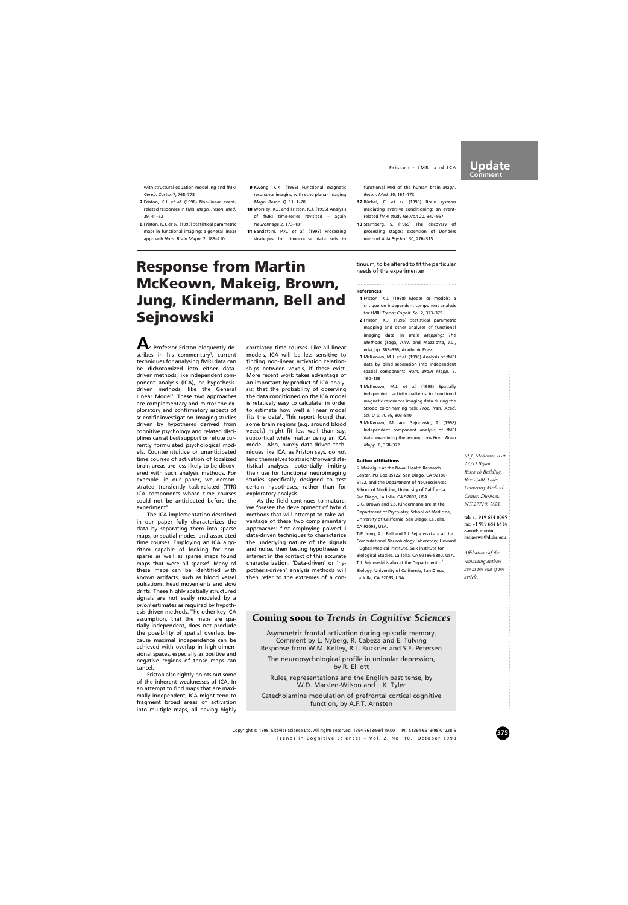with structural equation modelling and fMRI *Cereb. Cortex* 7, 768–778

**7** Friston, K.J. *et al.* (1998) Non-linear event-related responses in fMRI *Magn. Reson. Med.* 39, 41–52

**8** Friston, K.J. *et al.* (1995) Statistical parametric maps in functional imaging: a general linear approach *Hum. Brain Mapp.* 2, 189–210

**9** Kwong, K.K. (1995) Functional magnetic resonance imaging with echo planar imaging *Magn. Reson. Q.* 11, 1–20

**10** Worsley, K.J. and Friston, K.J. (1995) Analysis of fMRI time-series revisited – again *NeuroImage* 2, 173–181

**11** Bandettini, P.A. *et al.* (1993) Processing strategies for time-course data sets in functional MRI of the human brain *Magn. Reson. Med.* 30, 161–173

**12** Büchel, C. *et al.* (1998) Brain systems mediating aversive conditioning: an event-related fMRI study *Neuron* 20, 947–957

**13** Sternberg, S. (1969) The discovery of processing stages: extension of Donders method *Acta Psychol.* 30, 276–315

# Response from Martin McKeown, Makeig, Brown, Jung, Kindermann, Bell and Sejnowski

As Professor Friston eloquently describes in his commentary[1], current techniques for analysing fMRI data can be dichotomized into either data-driven methods, like independent component analysis (ICA), or hypothesis-driven methods, like the General Linear Model[2]. These two approaches are complementary and mirror the exploratory and confirmatory aspects of scientific investigation. Imaging studies driven by hypotheses derived from cognitive psychology and related disciplines can at best support or refute currently formulated psychological models. Counterintuitive or unanticipated time courses of activation of localized brain areas are less likely to be discovered with such analysis methods. For example, in our paper, we demonstrated transiently task-related (TTR) ICA components whose time courses could not be anticipated before the experiment[3].

The ICA implementation described in our paper fully characterizes the data by separating them into sparse maps, or spatial modes, and associated time courses. Employing an ICA algorithm capable of looking for non-sparse as well as sparse maps found maps that were all sparse[4]. Many of these maps can be identified with known artifacts, such as blood vessel pulsations, head movements and slow drifts. These highly spatially structured signals are not easily modeled by *a priori* estimates as required by hypothesis-driven methods. The other key ICA assumption, that the maps are spatially independent, does not preclude the possibility of spatial overlap, because maximal independence can be achieved with overlap in high-dimensional spaces, especially as positive and negative regions of those maps can cancel.

Friston also rightly points out some of the inherent weaknesses of ICA. In an attempt to find maps that are maximally independent, ICA might tend to fragment broad areas of activation into multiple maps, all having highly correlated time courses. Like all linear models, ICA will be less sensitive to finding non-linear activation relationships between voxels, if these exist. More recent work takes advantage of an important by-product of ICA analysis; that the probability of observing the data conditioned on the ICA model is relatively easy to calculate, in order to estimate how well a linear model fits the data[5]. This report found that some brain regions (e.g. around blood vessels) might fit less well than say, subcortical white matter using an ICA model. Also, purely data-driven techniques like ICA, as Friston says, do not lend themselves to straightforward statistical analyses, potentially limiting their use for functional neuroimaging studies specifically designed to test certain hypotheses, rather than for exploratory analysis.

As the field continues to mature, we foresee the development of hybrid methods that will attempt to take advantage of these two complementary approaches: first employing powerful data-driven techniques to characterize the underlying nature of the signals and noise, then testing hypotheses of interest in the context of this accurate characterization. 'Data-driven' or 'hypothesis-driven' analysis methods will then refer to the extremes of a continuum, to be altered to fit the particular needs of the experimenter.

### References

**1** Friston, K.J. (1998) Modes or models: a critique on independent component analysis for fMRI *Trends Cognit. Sci.* 2, 373–375

**2** Friston, K.J. (1996) Statistical parametric mapping and other analyses of functional imaging data, in *Brain Mapping: The Methods* (Toga, A.W. and Mazziotta, J.C., eds), pp. 363–396, Academic Press

**3** McKeown, M.J. *et al.* (1998) Analysis of fMRI data by blind separation into independent spatial components *Hum. Brain Mapp.* 6, 160–188

**4** McKeown, M.J. *et al.* (1998) Spatially independent activity patterns in functional magnetic resonance imaging data during the Stroop color-naming task *Proc. Natl. Acad. Sci. U. S. A.* 95, 803–810

**5** McKeown, M. and Sejnowski, T. (1998) Independent component analysis of fMRI data: examining the assumptions *Hum. Brain Mapp.* 6, 368–372

### Author affiliations

S. Makeig is at the Naval Health Research Center, PO Box 85122, San Diego, CA 92186-5122, and the Department of Neurosciences, School of Medicine, University of California, San Diego, La Jolla, CA 92093, USA.

G.G. Brown and S.S. Kindermann are at the Department of Psychiatry, School of Medicine, University of California, San Diego, La Jolla, CA 92093, USA.

T-P. Jung, A.J. Bell and T.J. Sejnowski are at the Computational Neurobiology Laboratory, Howard Hughes Medical Institute, Salk Institute for Biological Studies, La Jolla, CA 92186-5800, USA.

T.J. Sejnowski is also at the Department of Biology, University of California, San Diego, La Jolla, CA 92093, USA.

*M.J. McKeown is at 227D Bryan Research Building, Box 2900, Duke University Medical Center, Durham, NC 27710, USA.*

tel: +1 919 684 0065
fax: +1 919 684 6514
e-mail: martin.mckeown@duke.edu

*Affiliations of the remaining authors are at the end of the article.*

## Coming soon to *Trends in Cognitive Sciences*

Asymmetric frontal activation during episodic memory, Comment by L. Nyberg, R. Cabeza and E. Tulving
Response from W.M. Kelley, R.L. Buckner and S.E. Petersen

The neuropsychological profile in unipolar depression, by R. Elliott

Rules, representations and the English past tense, by W.D. Marslen-Wilson and L.K. Tyler

Catecholamine modulation of prefrontal cortical cognitive function, by A.F.T. Arnsten

Copyright © 1998, Elsevier Science Ltd. All rights reserved. 1364-6613/98/$19.00 PII: S1364-6613(98)01228-5